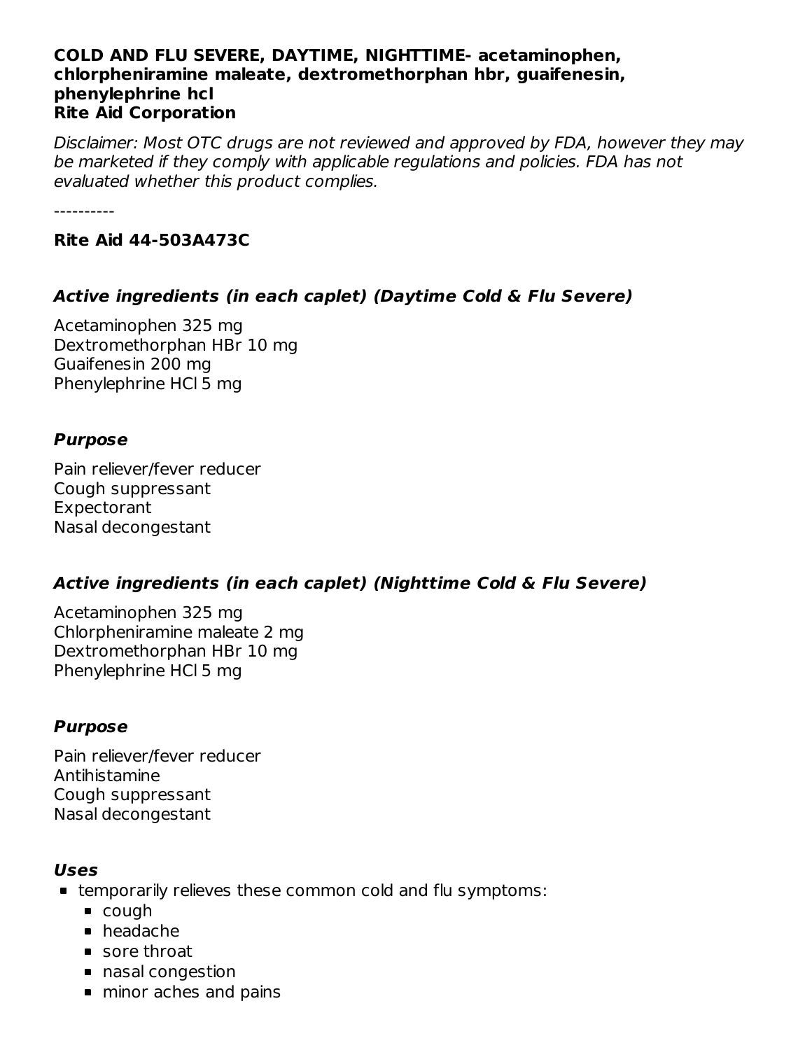**COLD AND FLU SEVERE, DAYTIME, NIGHTTIME- acetaminophen, chlorpheniramine maleate, dextromethorphan hbr, guaifenesin, phenylephrine hcl**
**Rite Aid Corporation**

*Disclaimer: Most OTC drugs are not reviewed and approved by FDA, however they may be marketed if they comply with applicable regulations and policies. FDA has not evaluated whether this product complies.*

----------

**Rite Aid 44-503A473C**

### *Active ingredients (in each caplet) (Daytime Cold & Flu Severe)*

Acetaminophen 325 mg
Dextromethorphan HBr 10 mg
Guaifenesin 200 mg
Phenylephrine HCl 5 mg

### *Purpose*

Pain reliever/fever reducer
Cough suppressant
Expectorant
Nasal decongestant

### *Active ingredients (in each caplet) (Nighttime Cold & Flu Severe)*

Acetaminophen 325 mg
Chlorpheniramine maleate 2 mg
Dextromethorphan HBr 10 mg
Phenylephrine HCl 5 mg

### *Purpose*

Pain reliever/fever reducer
Antihistamine
Cough suppressant
Nasal decongestant

### *Uses*

- temporarily relieves these common cold and flu symptoms:
  - cough
  - headache
  - sore throat
  - nasal congestion
  - minor aches and pains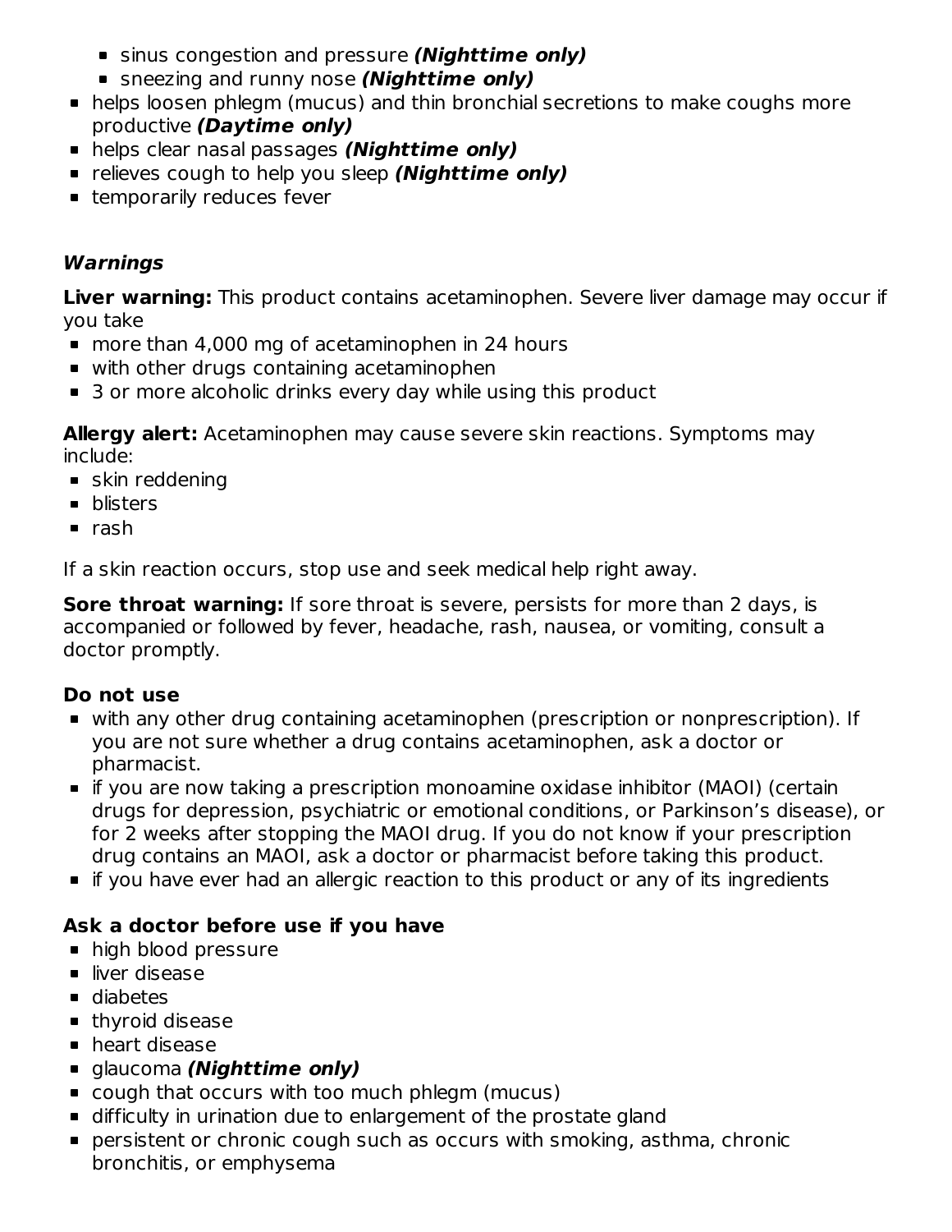- sinus congestion and pressure ***(Nighttime only)***
  - sneezing and runny nose ***(Nighttime only)***
- helps loosen phlegm (mucus) and thin bronchial secretions to make coughs more productive ***(Daytime only)***
- helps clear nasal passages ***(Nighttime only)***
- relieves cough to help you sleep ***(Nighttime only)***
- temporarily reduces fever

### *Warnings*

**Liver warning:** This product contains acetaminophen. Severe liver damage may occur if you take

- more than 4,000 mg of acetaminophen in 24 hours
- with other drugs containing acetaminophen
- 3 or more alcoholic drinks every day while using this product

**Allergy alert:** Acetaminophen may cause severe skin reactions. Symptoms may include:

- skin reddening
- blisters
- rash

If a skin reaction occurs, stop use and seek medical help right away.

**Sore throat warning:** If sore throat is severe, persists for more than 2 days, is accompanied or followed by fever, headache, rash, nausea, or vomiting, consult a doctor promptly.

**Do not use**

- with any other drug containing acetaminophen (prescription or nonprescription). If you are not sure whether a drug contains acetaminophen, ask a doctor or pharmacist.
- if you are now taking a prescription monoamine oxidase inhibitor (MAOI) (certain drugs for depression, psychiatric or emotional conditions, or Parkinson's disease), or for 2 weeks after stopping the MAOI drug. If you do not know if your prescription drug contains an MAOI, ask a doctor or pharmacist before taking this product.
- if you have ever had an allergic reaction to this product or any of its ingredients

**Ask a doctor before use if you have**

- high blood pressure
- liver disease
- diabetes
- thyroid disease
- heart disease
- glaucoma ***(Nighttime only)***
- cough that occurs with too much phlegm (mucus)
- difficulty in urination due to enlargement of the prostate gland
- persistent or chronic cough such as occurs with smoking, asthma, chronic bronchitis, or emphysema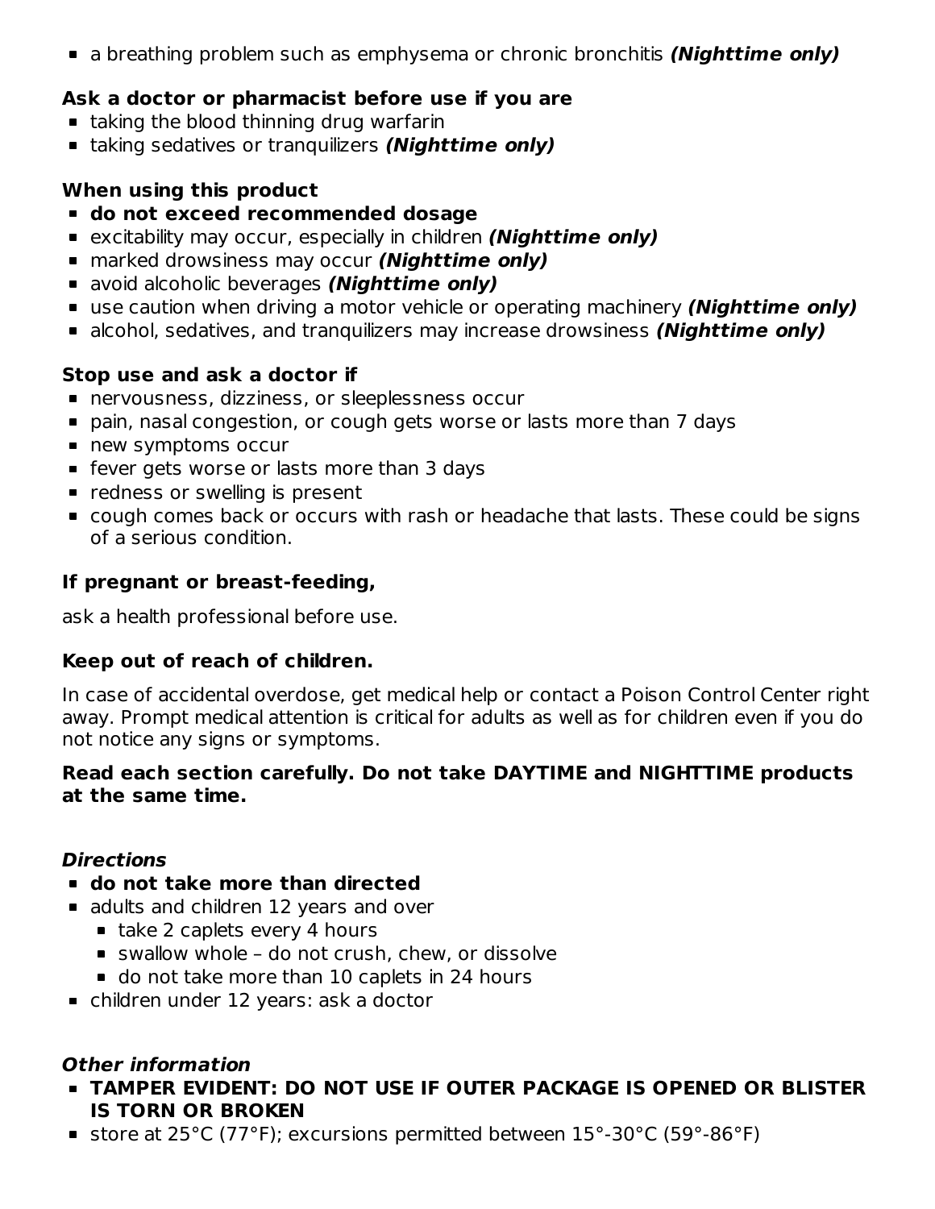- a breathing problem such as emphysema or chronic bronchitis ***(Nighttime only)***

**Ask a doctor or pharmacist before use if you are**

- taking the blood thinning drug warfarin
- taking sedatives or tranquilizers ***(Nighttime only)***

**When using this product**

- **do not exceed recommended dosage**
- excitability may occur, especially in children ***(Nighttime only)***
- marked drowsiness may occur ***(Nighttime only)***
- avoid alcoholic beverages ***(Nighttime only)***
- use caution when driving a motor vehicle or operating machinery ***(Nighttime only)***
- alcohol, sedatives, and tranquilizers may increase drowsiness ***(Nighttime only)***

**Stop use and ask a doctor if**

- nervousness, dizziness, or sleeplessness occur
- pain, nasal congestion, or cough gets worse or lasts more than 7 days
- new symptoms occur
- fever gets worse or lasts more than 3 days
- redness or swelling is present
- cough comes back or occurs with rash or headache that lasts. These could be signs of a serious condition.

**If pregnant or breast-feeding,**

ask a health professional before use.

**Keep out of reach of children.**

In case of accidental overdose, get medical help or contact a Poison Control Center right away. Prompt medical attention is critical for adults as well as for children even if you do not notice any signs or symptoms.

**Read each section carefully. Do not take DAYTIME and NIGHTTIME products at the same time.**

***Directions***

- **do not take more than directed**
- adults and children 12 years and over
  - take 2 caplets every 4 hours
  - swallow whole – do not crush, chew, or dissolve
  - do not take more than 10 caplets in 24 hours
- children under 12 years: ask a doctor

***Other information***

- **TAMPER EVIDENT: DO NOT USE IF OUTER PACKAGE IS OPENED OR BLISTER IS TORN OR BROKEN**
- store at 25°C (77°F); excursions permitted between 15°-30°C (59°-86°F)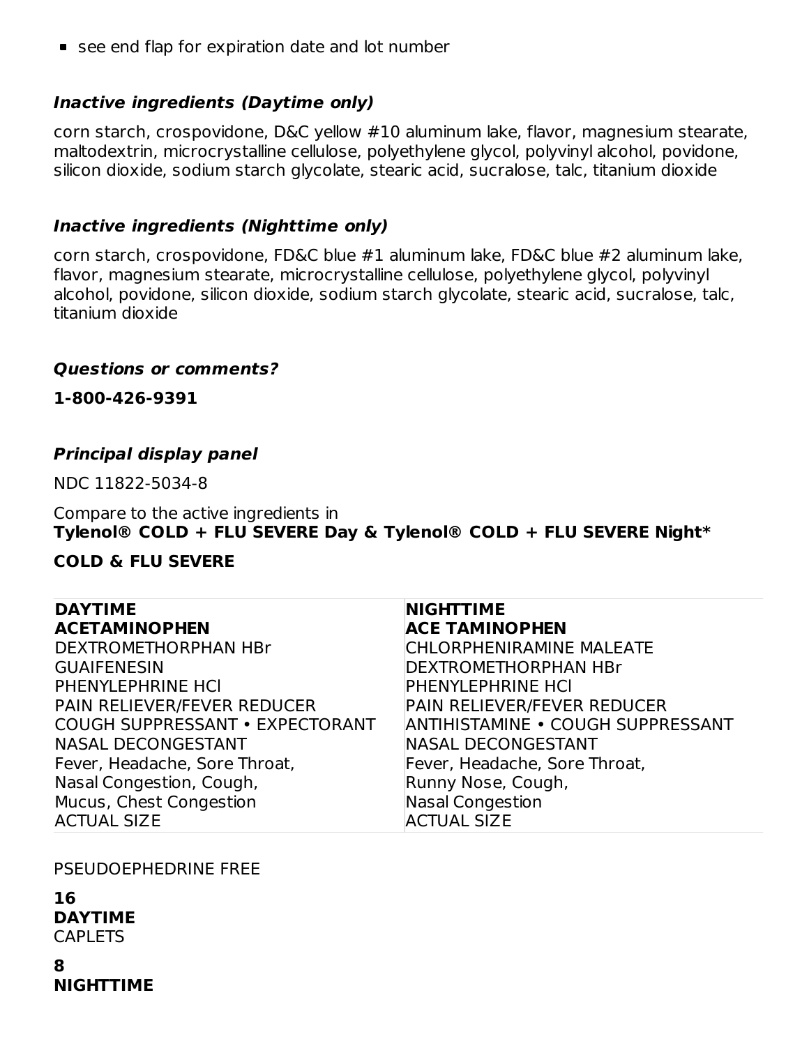- see end flap for expiration date and lot number

### *Inactive ingredients (Daytime only)*

corn starch, crospovidone, D&C yellow #10 aluminum lake, flavor, magnesium stearate, maltodextrin, microcrystalline cellulose, polyethylene glycol, polyvinyl alcohol, povidone, silicon dioxide, sodium starch glycolate, stearic acid, sucralose, talc, titanium dioxide

### *Inactive ingredients (Nighttime only)*

corn starch, crospovidone, FD&C blue #1 aluminum lake, FD&C blue #2 aluminum lake, flavor, magnesium stearate, microcrystalline cellulose, polyethylene glycol, polyvinyl alcohol, povidone, silicon dioxide, sodium starch glycolate, stearic acid, sucralose, talc, titanium dioxide

### *Questions or comments?*

**1-800-426-9391**

### *Principal display panel*

NDC 11822-5034-8

Compare to the active ingredients in
**Tylenol® COLD + FLU SEVERE Day & Tylenol® COLD + FLU SEVERE Night***

**COLD & FLU SEVERE**

| **DAYTIME** | **NIGHTTIME** |
|---|---|
| **ACETAMINOPHEN** | **ACE TAMINOPHEN** |
| DEXTROMETHORPHAN HBr | CHLORPHENIRAMINE MALEATE |
| GUAIFENESIN | DEXTROMETHORPHAN HBr |
| PHENYLEPHRINE HCl | PHENYLEPHRINE HCl |
| PAIN RELIEVER/FEVER REDUCER | PAIN RELIEVER/FEVER REDUCER |
| COUGH SUPPRESSANT • EXPECTORANT | ANTIHISTAMINE • COUGH SUPPRESSANT |
| NASAL DECONGESTANT | NASAL DECONGESTANT |
| Fever, Headache, Sore Throat, | Fever, Headache, Sore Throat, |
| Nasal Congestion, Cough, | Runny Nose, Cough, |
| Mucus, Chest Congestion | Nasal Congestion |
| ACTUAL SIZE | ACTUAL SIZE |

PSEUDOEPHEDRINE FREE

**16**
**DAYTIME**
CAPLETS

**8**
**NIGHTTIME**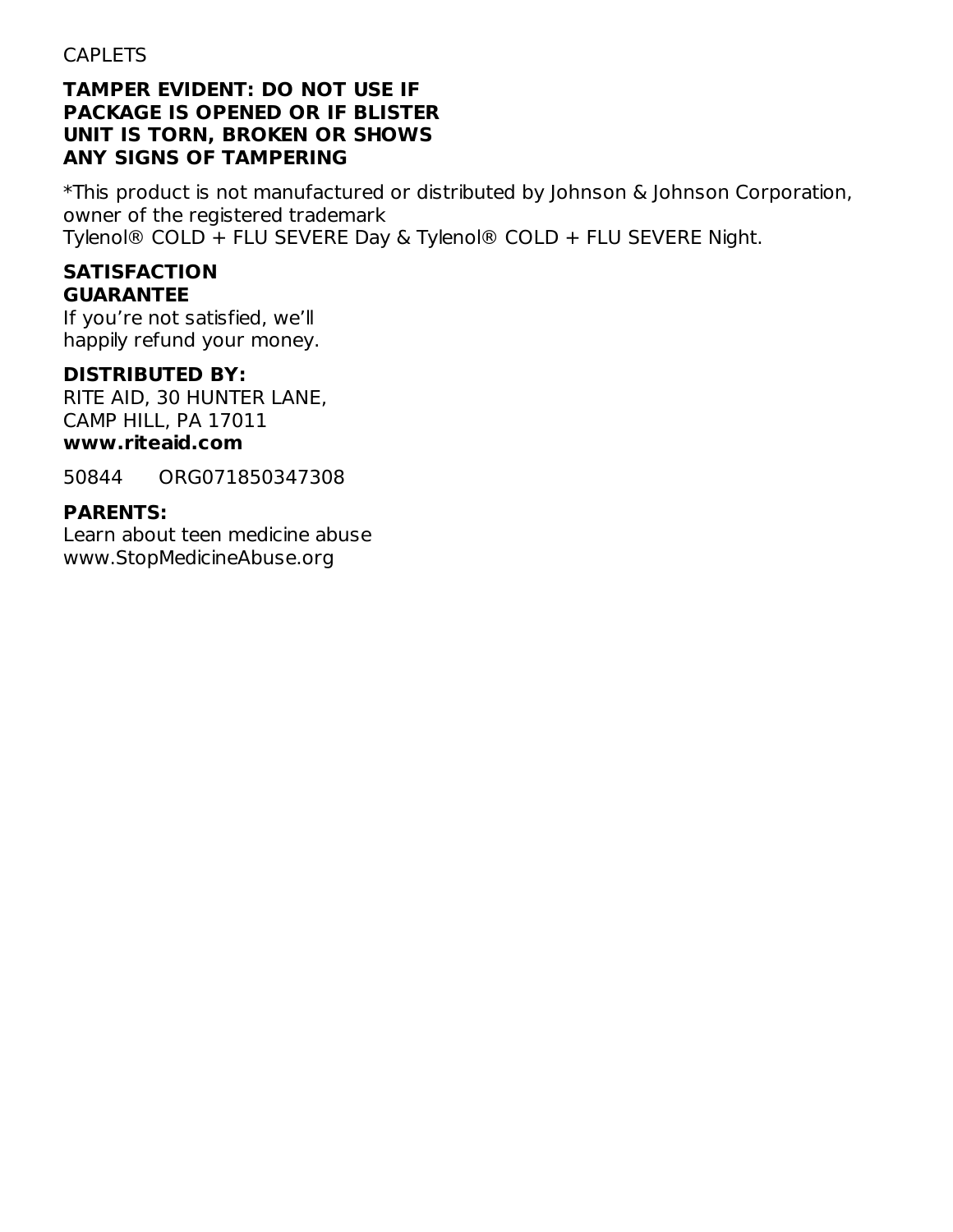CAPLETS

**TAMPER EVIDENT: DO NOT USE IF PACKAGE IS OPENED OR IF BLISTER UNIT IS TORN, BROKEN OR SHOWS ANY SIGNS OF TAMPERING**

*This product is not manufactured or distributed by Johnson & Johnson Corporation, owner of the registered trademark Tylenol® COLD + FLU SEVERE Day & Tylenol® COLD + FLU SEVERE Night.

**SATISFACTION GUARANTEE**
If you're not satisfied, we'll happily refund your money.

**DISTRIBUTED BY:**
RITE AID, 30 HUNTER LANE,
CAMP HILL, PA 17011
**www.riteaid.com**

50844 ORG071850347308

**PARENTS:**
Learn about teen medicine abuse
www.StopMedicineAbuse.org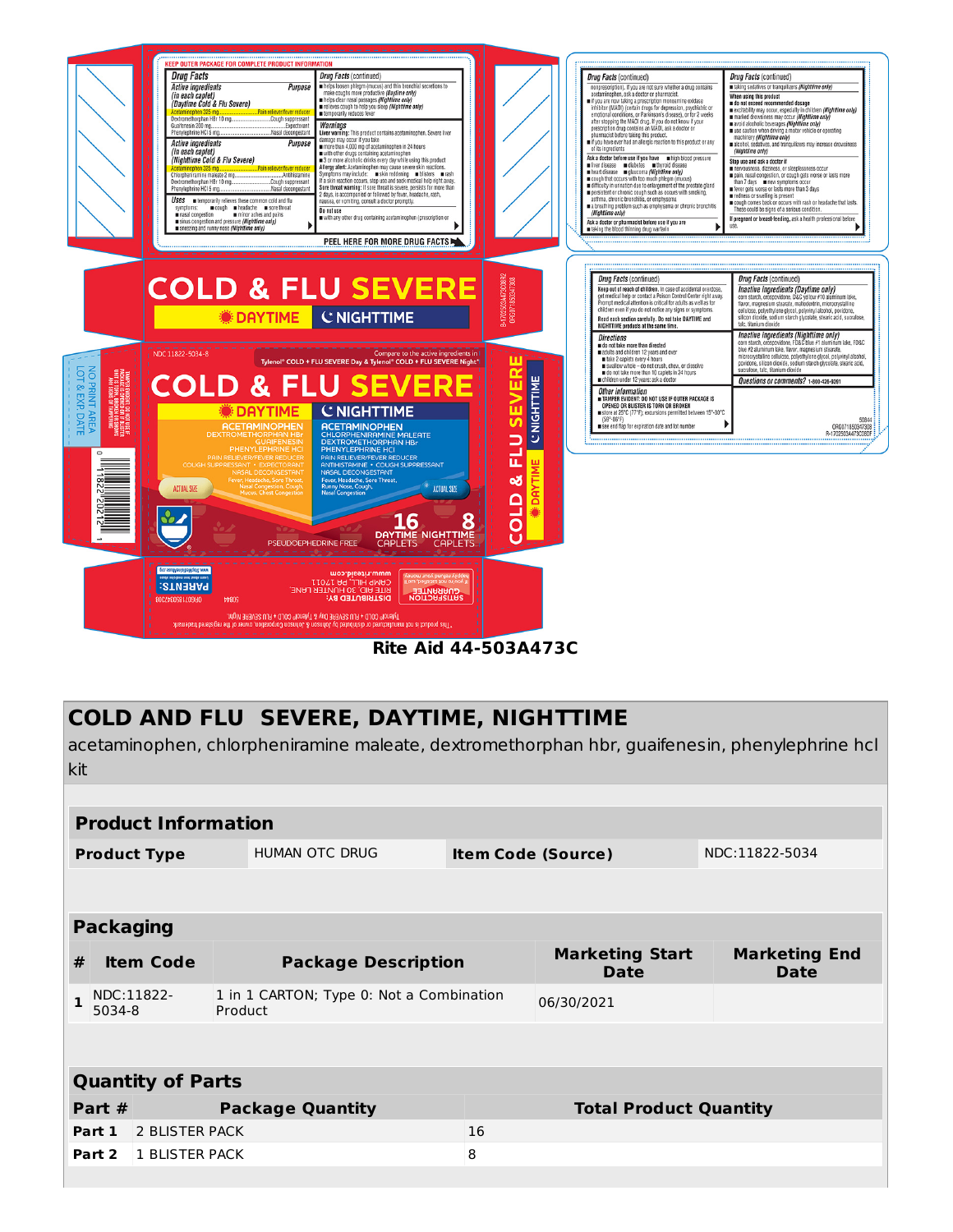Rite Aid 44-503A473C

# COLD AND FLU SEVERE, DAYTIME, NIGHTTIME

acetaminophen, chlorpheniramine maleate, dextromethorphan hbr, guaifenesin, phenylephrine hcl kit

## Product Information

| Product Type | HUMAN OTC DRUG | Item Code (Source) | NDC:11822-5034 |
|---|---|---|---|

## Packaging

| # | Item Code | Package Description | Marketing Start Date | Marketing End Date |
|---|---|---|---|---|
| 1 | NDC:11822-5034-8 | 1 in 1 CARTON; Type 0: Not a Combination Product | 06/30/2021 | |

## Quantity of Parts

| Part # | Package Quantity | Total Product Quantity |
|---|---|---|
| Part 1 | 2 BLISTER PACK | 16 |
| Part 2 | 1 BLISTER PACK | 8 |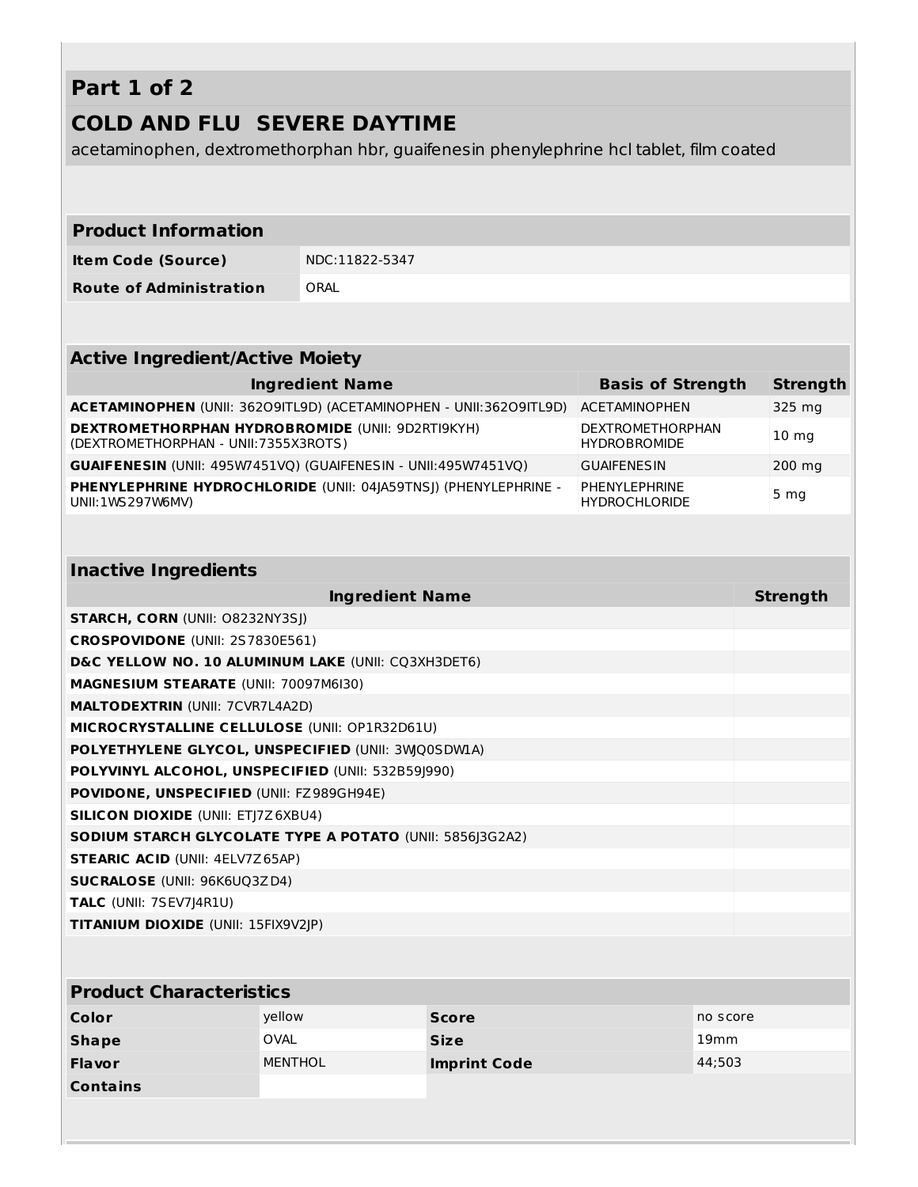## Part 1 of 2

## COLD AND FLU SEVERE DAYTIME

acetaminophen, dextromethorphan hbr, guaifenesin phenylephrine hcl tablet, film coated

| Product Information | |
|---|---|
| **Item Code (Source)** | NDC:11822-5347 |
| **Route of Administration** | ORAL |

| Active Ingredient/Active Moiety | | |
|---|---|---|
| **Ingredient Name** | **Basis of Strength** | **Strength** |
| **ACETAMINOPHEN** (UNII: 362O9ITL9D) (ACETAMINOPHEN - UNII:362O9ITL9D) | ACETAMINOPHEN | 325 mg |
| **DEXTROMETHORPHAN HYDROBROMIDE** (UNII: 9D2RTI9KYH) (DEXTROMETHORPHAN - UNII:7355X3ROTS) | DEXTROMETHORPHAN HYDROBROMIDE | 10 mg |
| **GUAIFENESIN** (UNII: 495W7451VQ) (GUAIFENESIN - UNII:495W7451VQ) | GUAIFENESIN | 200 mg |
| **PHENYLEPHRINE HYDROCHLORIDE** (UNII: 04JA59TNSJ) (PHENYLEPHRINE - UNII:1WS297W6MV) | PHENYLEPHRINE HYDROCHLORIDE | 5 mg |

| Inactive Ingredients | |
|---|---|
| **Ingredient Name** | **Strength** |
| **STARCH, CORN** (UNII: O8232NY3SJ) | |
| **CROSPOVIDONE** (UNII: 2S7830E561) | |
| **D&C YELLOW NO. 10 ALUMINUM LAKE** (UNII: CQ3XH3DET6) | |
| **MAGNESIUM STEARATE** (UNII: 70097M6I30) | |
| **MALTODEXTRIN** (UNII: 7CVR7L4A2D) | |
| **MICROCRYSTALLINE CELLULOSE** (UNII: OP1R32D61U) | |
| **POLYETHYLENE GLYCOL, UNSPECIFIED** (UNII: 3WQ0SDW1A) | |
| **POLYVINYL ALCOHOL, UNSPECIFIED** (UNII: 532B59J990) | |
| **POVIDONE, UNSPECIFIED** (UNII: FZ989GH94E) | |
| **SILICON DIOXIDE** (UNII: ETJ7Z6XBU4) | |
| **SODIUM STARCH GLYCOLATE TYPE A POTATO** (UNII: 5856J3G2A2) | |
| **STEARIC ACID** (UNII: 4ELV7Z65AP) | |
| **SUCRALOSE** (UNII: 96K6UQ3ZD4) | |
| **TALC** (UNII: 7SEV7J4R1U) | |
| **TITANIUM DIOXIDE** (UNII: 15FIX9V2JP) | |

| Product Characteristics | | | |
|---|---|---|---|
| **Color** | yellow | **Score** | no score |
| **Shape** | OVAL | **Size** | 19mm |
| **Flavor** | MENTHOL | **Imprint Code** | 44;503 |
| **Contains** | | | |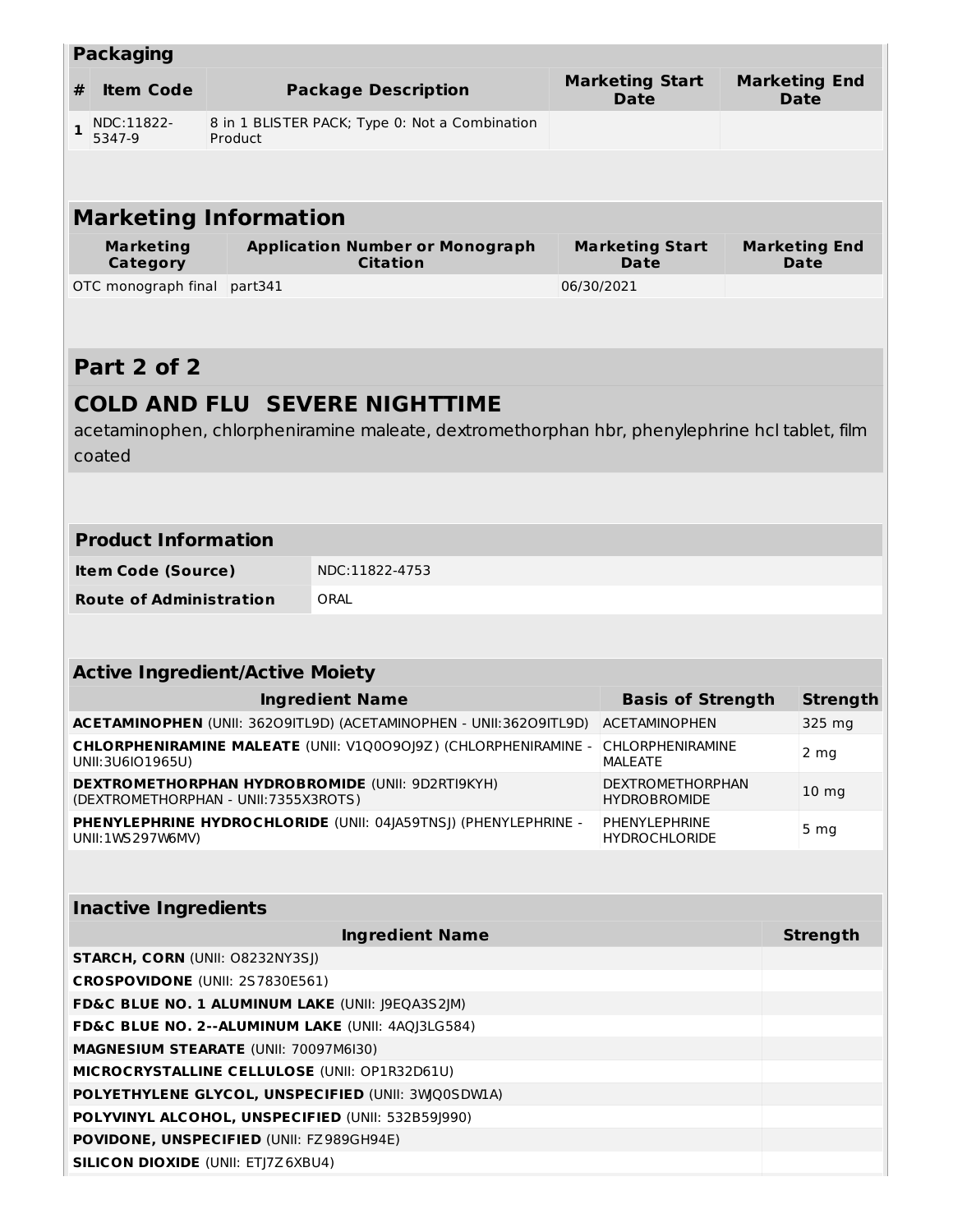### Packaging

| # | Item Code | Package Description | Marketing Start Date | Marketing End Date |
|---|---|---|---|---|
| 1 | NDC:11822-5347-9 | 8 in 1 BLISTER PACK; Type 0: Not a Combination Product | | |

## Marketing Information

| Marketing Category | Application Number or Monograph Citation | Marketing Start Date | Marketing End Date |
|---|---|---|---|
| OTC monograph final | part341 | 06/30/2021 | |

## Part 2 of 2

## COLD AND FLU SEVERE NIGHTTIME

acetaminophen, chlorpheniramine maleate, dextromethorphan hbr, phenylephrine hcl tablet, film coated

### Product Information

| | |
|---|---|
| **Item Code (Source)** | NDC:11822-4753 |
| **Route of Administration** | ORAL |

### Active Ingredient/Active Moiety

| Ingredient Name | Basis of Strength | Strength |
|---|---|---|
| **ACETAMINOPHEN** (UNII: 362O9ITL9D) (ACETAMINOPHEN - UNII:362O9ITL9D) | ACETAMINOPHEN | 325 mg |
| **CHLORPHENIRAMINE MALEATE** (UNII: V1Q0O9OJ9Z) (CHLORPHENIRAMINE - UNII:3U6IO1965U) | CHLORPHENIRAMINE MALEATE | 2 mg |
| **DEXTROMETHORPHAN HYDROBROMIDE** (UNII: 9D2RTI9KYH) (DEXTROMETHORPHAN - UNII:7355X3ROTS) | DEXTROMETHORPHAN HYDROBROMIDE | 10 mg |
| **PHENYLEPHRINE HYDROCHLORIDE** (UNII: 04JA59TNSJ) (PHENYLEPHRINE - UNII:1WS297W6MV) | PHENYLEPHRINE HYDROCHLORIDE | 5 mg |

### Inactive Ingredients

| Ingredient Name | Strength |
|---|---|
| **STARCH, CORN** (UNII: O8232NY3SJ) | |
| **CROSPOVIDONE** (UNII: 2S7830E561) | |
| **FD&C BLUE NO. 1 ALUMINUM LAKE** (UNII: J9EQA3S2JM) | |
| **FD&C BLUE NO. 2--ALUMINUM LAKE** (UNII: 4AQJ3LG584) | |
| **MAGNESIUM STEARATE** (UNII: 70097M6I30) | |
| **MICROCRYSTALLINE CELLULOSE** (UNII: OP1R32D61U) | |
| **POLYETHYLENE GLYCOL, UNSPECIFIED** (UNII: 3WJQ0SDW1A) | |
| **POLYVINYL ALCOHOL, UNSPECIFIED** (UNII: 532B59J990) | |
| **POVIDONE, UNSPECIFIED** (UNII: FZ989GH94E) | |
| **SILICON DIOXIDE** (UNII: ETJ7Z6XBU4) | |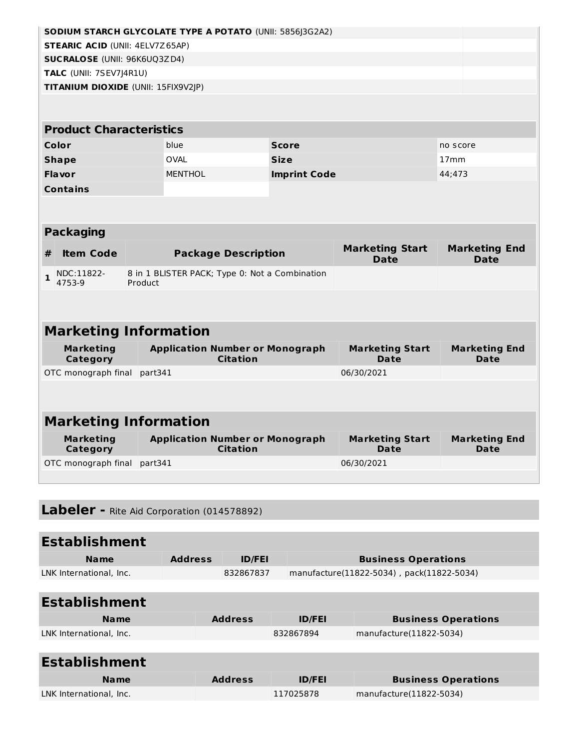| | |
|---|---|
| **SODIUM STARCH GLYCOLATE TYPE A POTATO** (UNII: 5856J3G2A2) | |
| **STEARIC ACID** (UNII: 4ELV7Z65AP) | |
| **SUCRALOSE** (UNII: 96K6UQ3ZD4) | |
| **TALC** (UNII: 7SEV7J4R1U) | |
| **TITANIUM DIOXIDE** (UNII: 15FIX9V2JP) | |

| **Product Characteristics** | | | |
|---|---|---|---|
| **Color** | blue | **Score** | no score |
| **Shape** | OVAL | **Size** | 17mm |
| **Flavor** | MENTHOL | **Imprint Code** | 44;473 |
| **Contains** | | | |

**Packaging**

| # | Item Code | Package Description | Marketing Start Date | Marketing End Date |
|---|---|---|---|---|
| 1 | NDC:11822-4753-9 | 8 in 1 BLISTER PACK; Type 0: Not a Combination Product | | |

**Marketing Information**

| Marketing Category | Application Number or Monograph Citation | Marketing Start Date | Marketing End Date |
|---|---|---|---|
| OTC monograph final | part341 | 06/30/2021 | |

**Marketing Information**

| Marketing Category | Application Number or Monograph Citation | Marketing Start Date | Marketing End Date |
|---|---|---|---|
| OTC monograph final | part341 | 06/30/2021 | |

## Labeler - Rite Aid Corporation (014578892)

**Establishment**

| Name | Address | ID/FEI | Business Operations |
|---|---|---|---|
| LNK International, Inc. | | 832867837 | manufacture(11822-5034) , pack(11822-5034) |

**Establishment**

| Name | Address | ID/FEI | Business Operations |
|---|---|---|---|
| LNK International, Inc. | | 832867894 | manufacture(11822-5034) |

**Establishment**

| Name | Address | ID/FEI | Business Operations |
|---|---|---|---|
| LNK International, Inc. | | 117025878 | manufacture(11822-5034) |